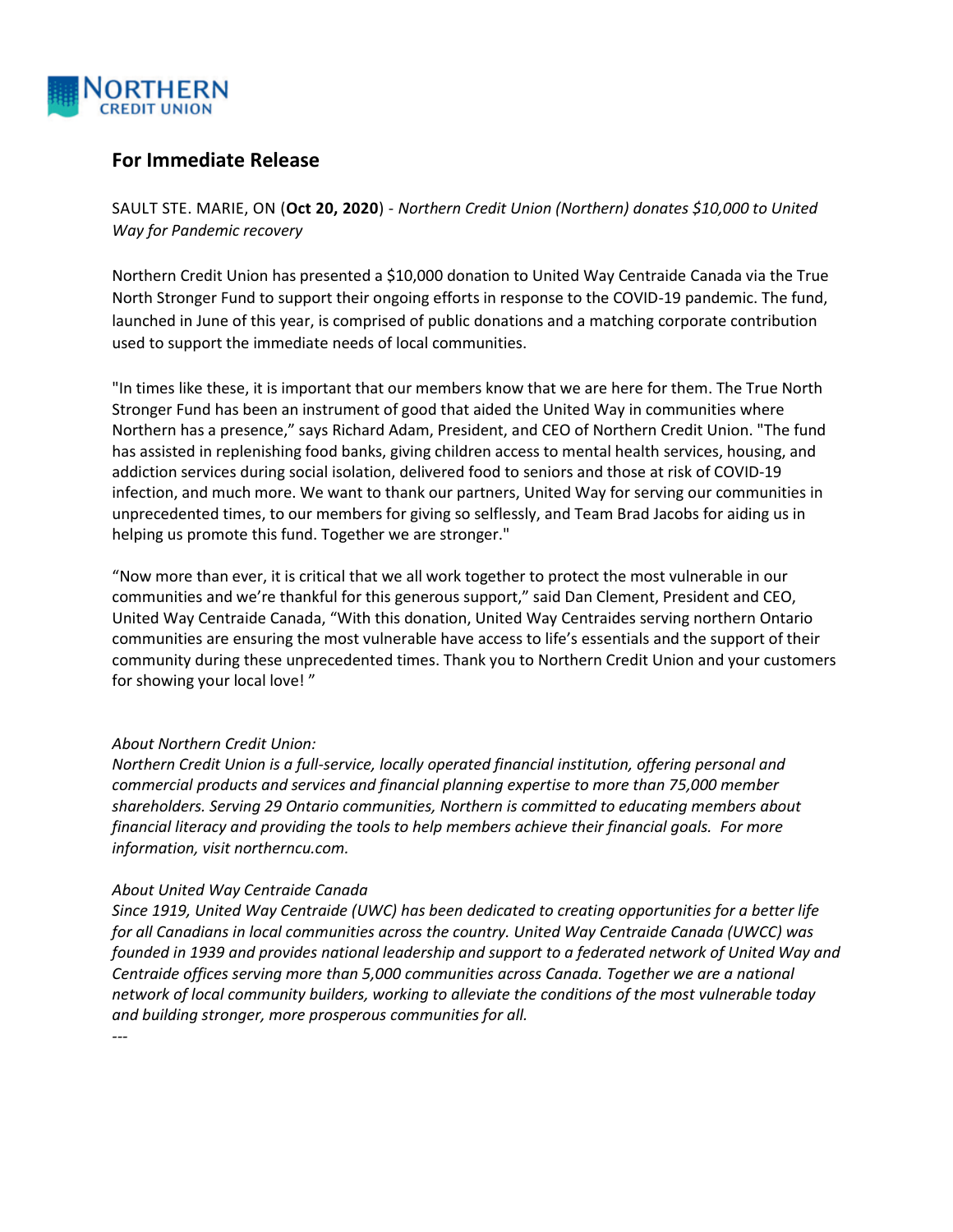NORTHERN CREDIT UNION

## For Immediate Release

SAULT STE. MARIE, ON (**Oct 20, 2020**) - *Northern Credit Union (Northern) donates $10,000 to United Way for Pandemic recovery*

Northern Credit Union has presented a $10,000 donation to United Way Centraide Canada via the True North Stronger Fund to support their ongoing efforts in response to the COVID-19 pandemic. The fund, launched in June of this year, is comprised of public donations and a matching corporate contribution used to support the immediate needs of local communities.

"In times like these, it is important that our members know that we are here for them. The True North Stronger Fund has been an instrument of good that aided the United Way in communities where Northern has a presence," says Richard Adam, President, and CEO of Northern Credit Union. "The fund has assisted in replenishing food banks, giving children access to mental health services, housing, and addiction services during social isolation, delivered food to seniors and those at risk of COVID-19 infection, and much more. We want to thank our partners, United Way for serving our communities in unprecedented times, to our members for giving so selflessly, and Team Brad Jacobs for aiding us in helping us promote this fund. Together we are stronger."

"Now more than ever, it is critical that we all work together to protect the most vulnerable in our communities and we're thankful for this generous support," said Dan Clement, President and CEO, United Way Centraide Canada, "With this donation, United Way Centraides serving northern Ontario communities are ensuring the most vulnerable have access to life's essentials and the support of their community during these unprecedented times. Thank you to Northern Credit Union and your customers for showing your local love! "

*About Northern Credit Union:*
*Northern Credit Union is a full-service, locally operated financial institution, offering personal and commercial products and services and financial planning expertise to more than 75,000 member shareholders. Serving 29 Ontario communities, Northern is committed to educating members about financial literacy and providing the tools to help members achieve their financial goals. For more information, visit northerncu.com.*

*About United Way Centraide Canada*
*Since 1919, United Way Centraide (UWC) has been dedicated to creating opportunities for a better life for all Canadians in local communities across the country. United Way Centraide Canada (UWCC) was founded in 1939 and provides national leadership and support to a federated network of United Way and Centraide offices serving more than 5,000 communities across Canada. Together we are a national network of local community builders, working to alleviate the conditions of the most vulnerable today and building stronger, more prosperous communities for all.*

---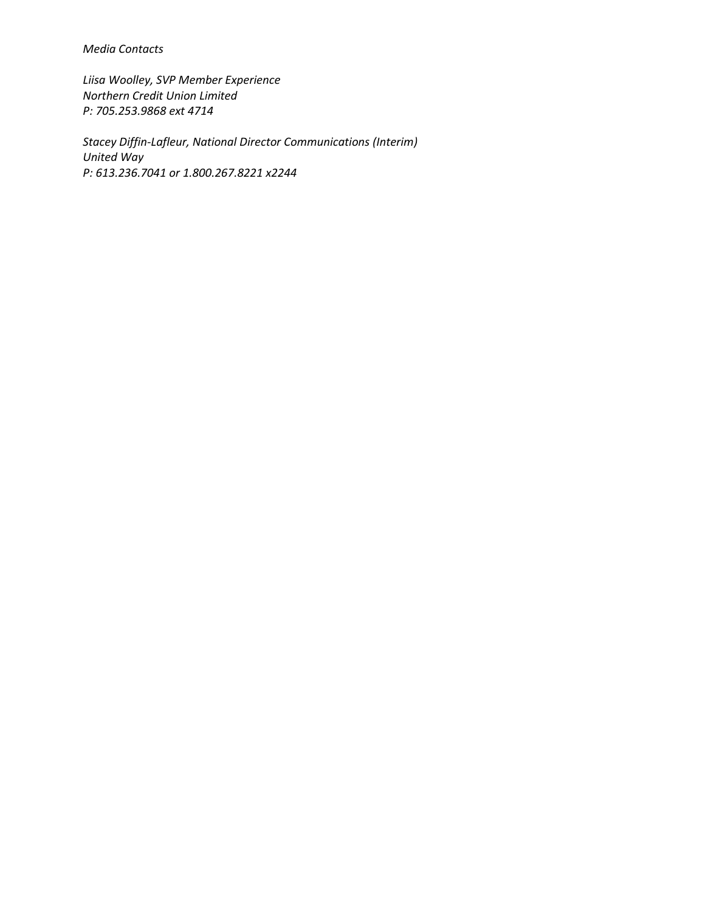*Media Contacts*

*Liisa Woolley, SVP Member Experience*
*Northern Credit Union Limited*
*P: 705.253.9868 ext 4714*

*Stacey Diffin-Lafleur, National Director Communications (Interim)*
*United Way*
*P: 613.236.7041 or 1.800.267.8221 x2244*